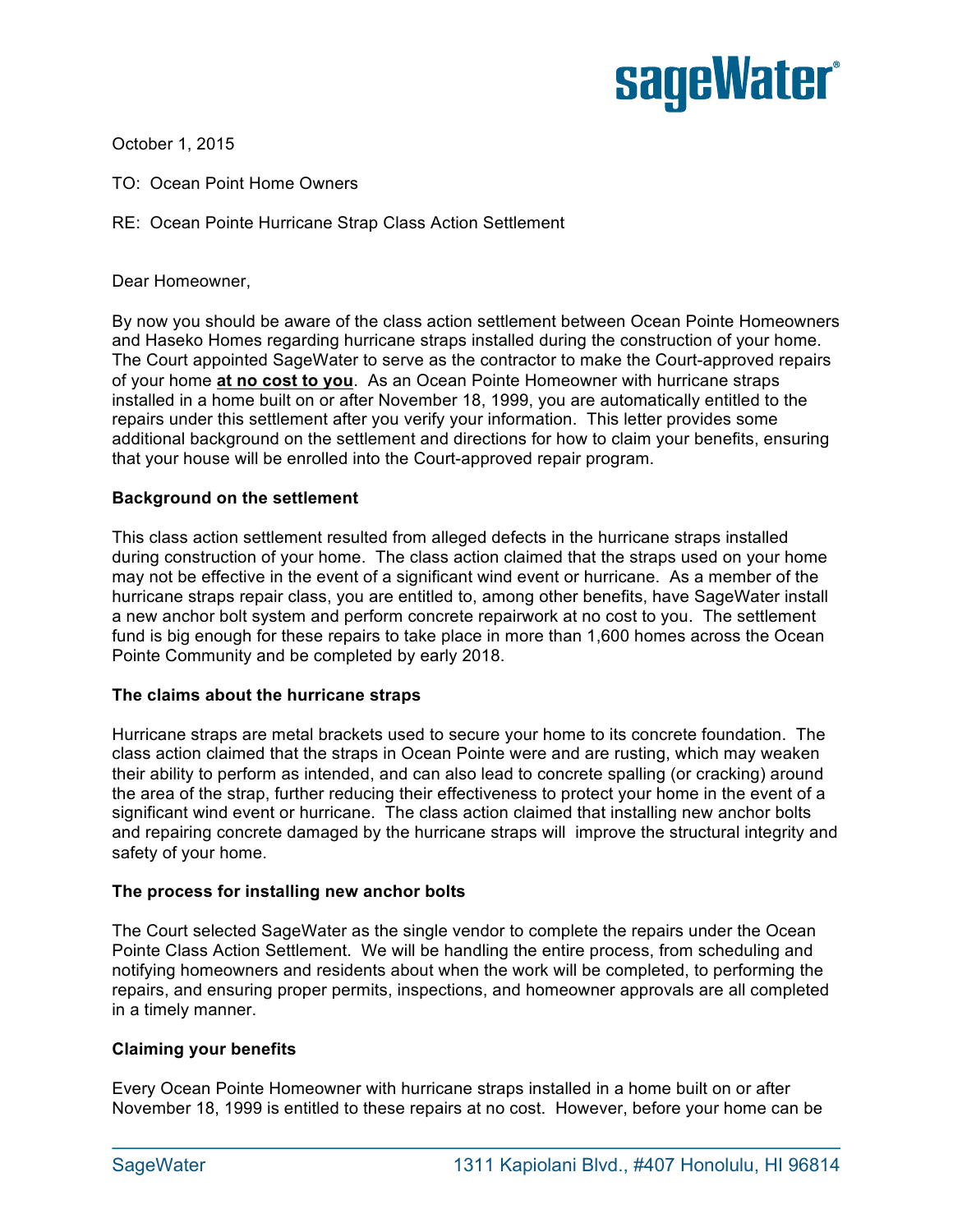**sageWater®**

October 1, 2015

TO: Ocean Point Home Owners

RE: Ocean Pointe Hurricane Strap Class Action Settlement

Dear Homeowner,

By now you should be aware of the class action settlement between Ocean Pointe Homeowners and Haseko Homes regarding hurricane straps installed during the construction of your home. The Court appointed SageWater to serve as the contractor to make the Court-approved repairs of your home **at no cost to you**. As an Ocean Pointe Homeowner with hurricane straps installed in a home built on or after November 18, 1999, you are automatically entitled to the repairs under this settlement after you verify your information. This letter provides some additional background on the settlement and directions for how to claim your benefits, ensuring that your house will be enrolled into the Court-approved repair program.

**Background on the settlement**

This class action settlement resulted from alleged defects in the hurricane straps installed during construction of your home. The class action claimed that the straps used on your home may not be effective in the event of a significant wind event or hurricane. As a member of the hurricane straps repair class, you are entitled to, among other benefits, have SageWater install a new anchor bolt system and perform concrete repairwork at no cost to you. The settlement fund is big enough for these repairs to take place in more than 1,600 homes across the Ocean Pointe Community and be completed by early 2018.

**The claims about the hurricane straps**

Hurricane straps are metal brackets used to secure your home to its concrete foundation. The class action claimed that the straps in Ocean Pointe were and are rusting, which may weaken their ability to perform as intended, and can also lead to concrete spalling (or cracking) around the area of the strap, further reducing their effectiveness to protect your home in the event of a significant wind event or hurricane. The class action claimed that installing new anchor bolts and repairing concrete damaged by the hurricane straps will improve the structural integrity and safety of your home.

**The process for installing new anchor bolts**

The Court selected SageWater as the single vendor to complete the repairs under the Ocean Pointe Class Action Settlement. We will be handling the entire process, from scheduling and notifying homeowners and residents about when the work will be completed, to performing the repairs, and ensuring proper permits, inspections, and homeowner approvals are all completed in a timely manner.

**Claiming your benefits**

Every Ocean Pointe Homeowner with hurricane straps installed in a home built on or after November 18, 1999 is entitled to these repairs at no cost. However, before your home can be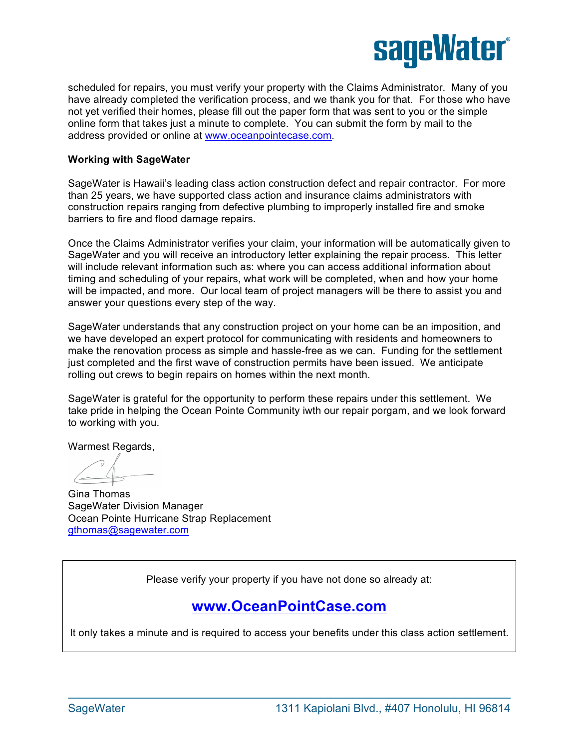scheduled for repairs, you must verify your property with the Claims Administrator. Many of you have already completed the verification process, and we thank you for that. For those who have not yet verified their homes, please fill out the paper form that was sent to you or the simple online form that takes just a minute to complete. You can submit the form by mail to the address provided or online at www.oceanpointecase.com.

**Working with SageWater**

SageWater is Hawaii's leading class action construction defect and repair contractor. For more than 25 years, we have supported class action and insurance claims administrators with construction repairs ranging from defective plumbing to improperly installed fire and smoke barriers to fire and flood damage repairs.

Once the Claims Administrator verifies your claim, your information will be automatically given to SageWater and you will receive an introductory letter explaining the repair process. This letter will include relevant information such as: where you can access additional information about timing and scheduling of your repairs, what work will be completed, when and how your home will be impacted, and more. Our local team of project managers will be there to assist you and answer your questions every step of the way.

SageWater understands that any construction project on your home can be an imposition, and we have developed an expert protocol for communicating with residents and homeowners to make the renovation process as simple and hassle-free as we can. Funding for the settlement just completed and the first wave of construction permits have been issued. We anticipate rolling out crews to begin repairs on homes within the next month.

SageWater is grateful for the opportunity to perform these repairs under this settlement. We take pride in helping the Ocean Pointe Community iwth our repair porgam, and we look forward to working with you.

Warmest Regards,

Gina Thomas
SageWater Division Manager
Ocean Pointe Hurricane Strap Replacement
gthomas@sagewater.com

Please verify your property if you have not done so already at:

**www.OceanPointCase.com**

It only takes a minute and is required to access your benefits under this class action settlement.